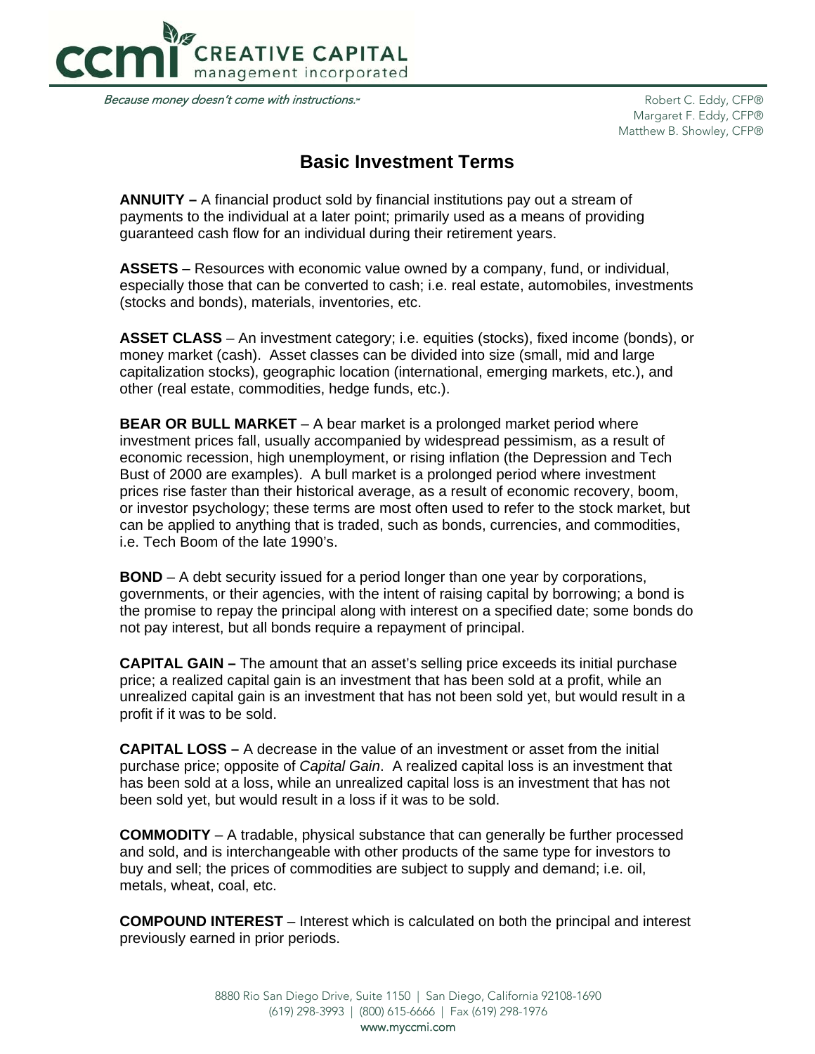# Basic Investment Terms

**ANNUITY –** A financial product sold by financial institutions pay out a stream of payments to the individual at a later point; primarily used as a means of providing guaranteed cash flow for an individual during their retirement years.

**ASSETS** – Resources with economic value owned by a company, fund, or individual, especially those that can be converted to cash; i.e. real estate, automobiles, investments (stocks and bonds), materials, inventories, etc.

**ASSET CLASS** – An investment category; i.e. equities (stocks), fixed income (bonds), or money market (cash). Asset classes can be divided into size (small, mid and large capitalization stocks), geographic location (international, emerging markets, etc.), and other (real estate, commodities, hedge funds, etc.).

**BEAR OR BULL MARKET** – A bear market is a prolonged market period where investment prices fall, usually accompanied by widespread pessimism, as a result of economic recession, high unemployment, or rising inflation (the Depression and Tech Bust of 2000 are examples). A bull market is a prolonged period where investment prices rise faster than their historical average, as a result of economic recovery, boom, or investor psychology; these terms are most often used to refer to the stock market, but can be applied to anything that is traded, such as bonds, currencies, and commodities, i.e. Tech Boom of the late 1990's.

**BOND** – A debt security issued for a period longer than one year by corporations, governments, or their agencies, with the intent of raising capital by borrowing; a bond is the promise to repay the principal along with interest on a specified date; some bonds do not pay interest, but all bonds require a repayment of principal.

**CAPITAL GAIN –** The amount that an asset's selling price exceeds its initial purchase price; a realized capital gain is an investment that has been sold at a profit, while an unrealized capital gain is an investment that has not been sold yet, but would result in a profit if it was to be sold.

**CAPITAL LOSS –** A decrease in the value of an investment or asset from the initial purchase price; opposite of *Capital Gain*. A realized capital loss is an investment that has been sold at a loss, while an unrealized capital loss is an investment that has not been sold yet, but would result in a loss if it was to be sold.

**COMMODITY** – A tradable, physical substance that can generally be further processed and sold, and is interchangeable with other products of the same type for investors to buy and sell; the prices of commodities are subject to supply and demand; i.e. oil, metals, wheat, coal, etc.

**COMPOUND INTEREST** – Interest which is calculated on both the principal and interest previously earned in prior periods.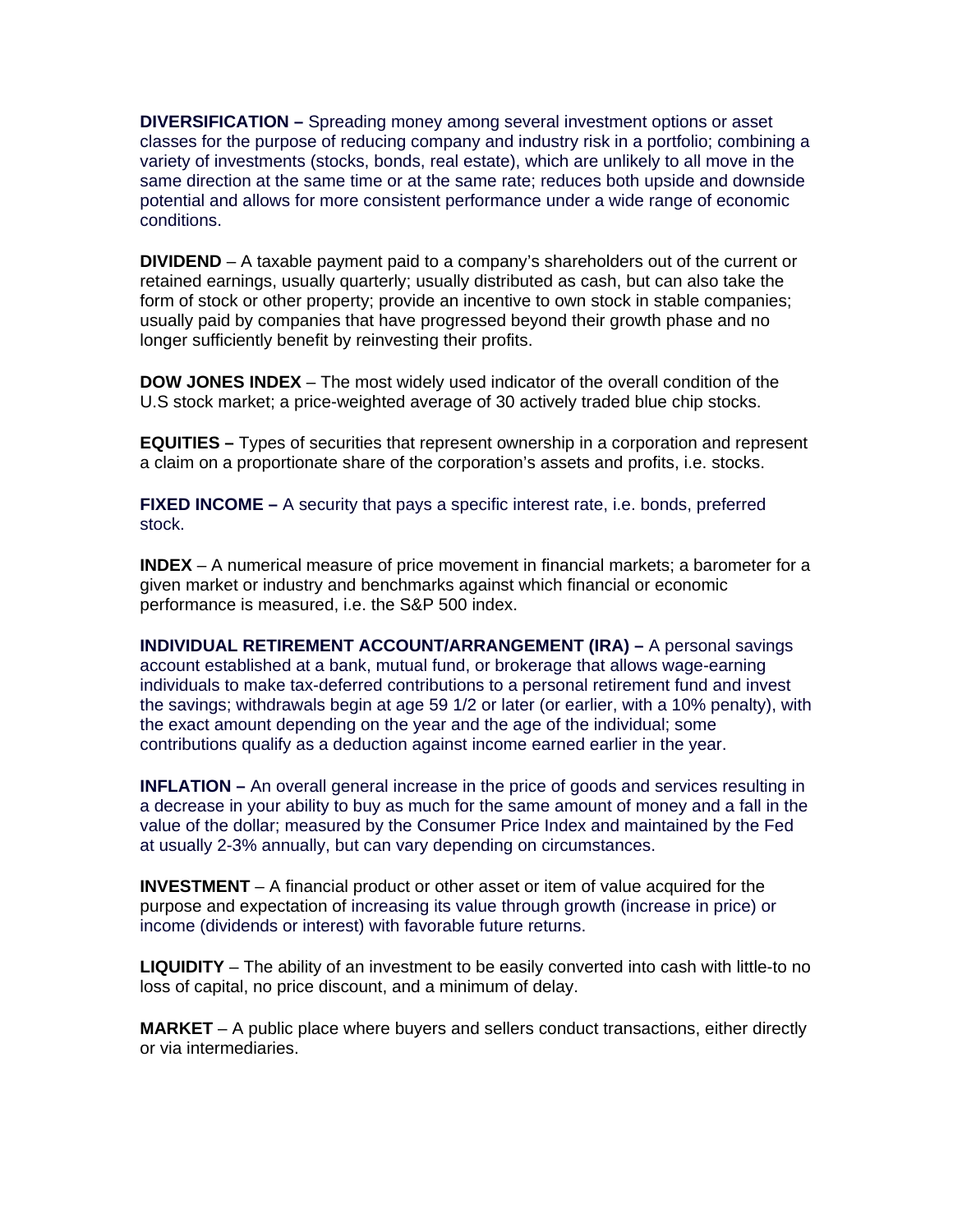**DIVERSIFICATION –** Spreading money among several investment options or asset classes for the purpose of reducing company and industry risk in a portfolio; combining a variety of investments (stocks, bonds, real estate), which are unlikely to all move in the same direction at the same time or at the same rate; reduces both upside and downside potential and allows for more consistent performance under a wide range of economic conditions.

**DIVIDEND** – A taxable payment paid to a company's shareholders out of the current or retained earnings, usually quarterly; usually distributed as cash, but can also take the form of stock or other property; provide an incentive to own stock in stable companies; usually paid by companies that have progressed beyond their growth phase and no longer sufficiently benefit by reinvesting their profits.

**DOW JONES INDEX** – The most widely used indicator of the overall condition of the U.S stock market; a price-weighted average of 30 actively traded blue chip stocks.

**EQUITIES –** Types of securities that represent ownership in a corporation and represent a claim on a proportionate share of the corporation's assets and profits, i.e. stocks.

**FIXED INCOME –** A security that pays a specific interest rate, i.e. bonds, preferred stock.

**INDEX** – A numerical measure of price movement in financial markets; a barometer for a given market or industry and benchmarks against which financial or economic performance is measured, i.e. the S&P 500 index.

**INDIVIDUAL RETIREMENT ACCOUNT/ARRANGEMENT (IRA) –** A personal savings account established at a bank, mutual fund, or brokerage that allows wage-earning individuals to make tax-deferred contributions to a personal retirement fund and invest the savings; withdrawals begin at age 59 1/2 or later (or earlier, with a 10% penalty), with the exact amount depending on the year and the age of the individual; some contributions qualify as a deduction against income earned earlier in the year.

**INFLATION –** An overall general increase in the price of goods and services resulting in a decrease in your ability to buy as much for the same amount of money and a fall in the value of the dollar; measured by the Consumer Price Index and maintained by the Fed at usually 2-3% annually, but can vary depending on circumstances.

**INVESTMENT** – A financial product or other asset or item of value acquired for the purpose and expectation of increasing its value through growth (increase in price) or income (dividends or interest) with favorable future returns.

**LIQUIDITY** – The ability of an investment to be easily converted into cash with little-to no loss of capital, no price discount, and a minimum of delay.

**MARKET** – A public place where buyers and sellers conduct transactions, either directly or via intermediaries.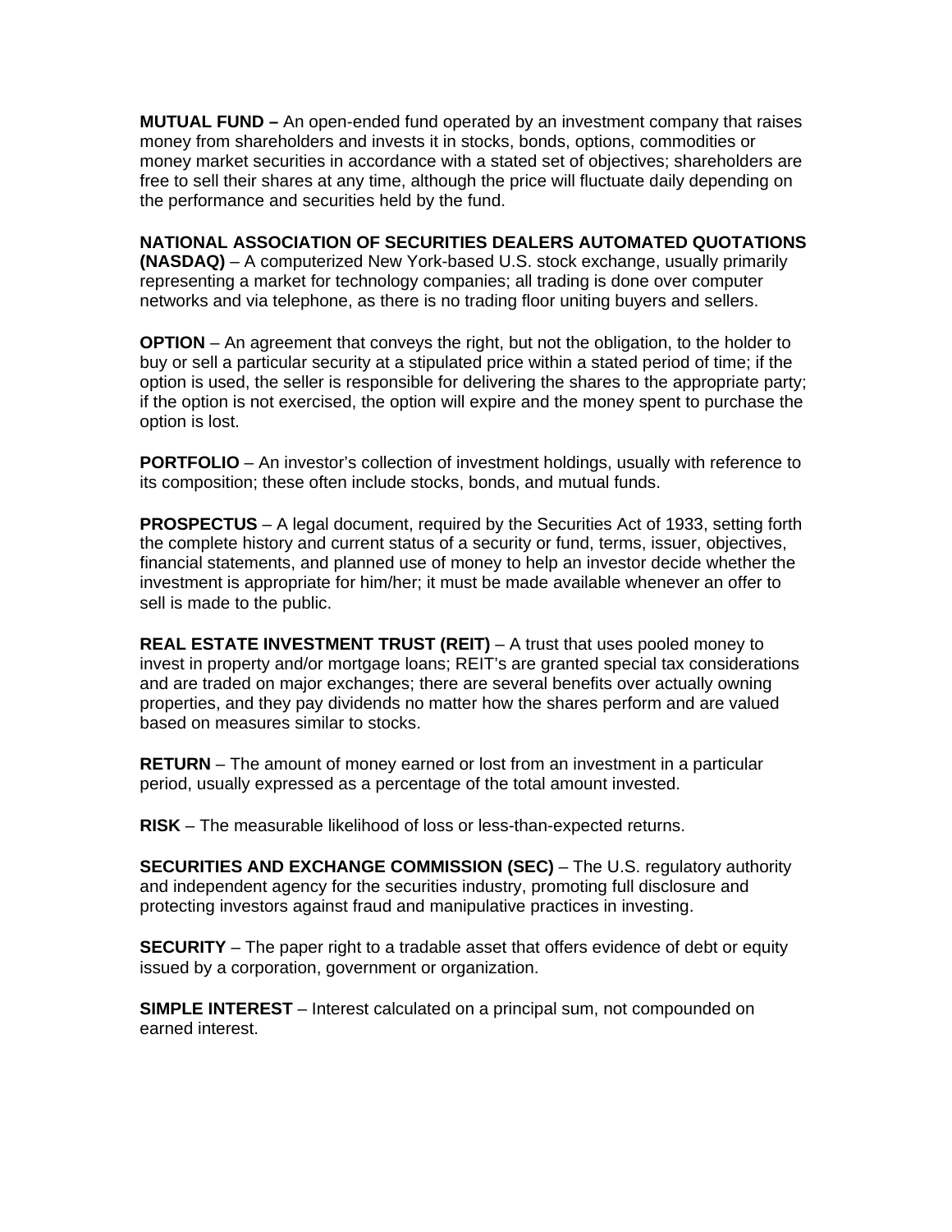**MUTUAL FUND –** An open-ended fund operated by an investment company that raises money from shareholders and invests it in stocks, bonds, options, commodities or money market securities in accordance with a stated set of objectives; shareholders are free to sell their shares at any time, although the price will fluctuate daily depending on the performance and securities held by the fund.

**NATIONAL ASSOCIATION OF SECURITIES DEALERS AUTOMATED QUOTATIONS (NASDAQ)** – A computerized New York-based U.S. stock exchange, usually primarily representing a market for technology companies; all trading is done over computer networks and via telephone, as there is no trading floor uniting buyers and sellers.

**OPTION** – An agreement that conveys the right, but not the obligation, to the holder to buy or sell a particular security at a stipulated price within a stated period of time; if the option is used, the seller is responsible for delivering the shares to the appropriate party; if the option is not exercised, the option will expire and the money spent to purchase the option is lost.

**PORTFOLIO** – An investor's collection of investment holdings, usually with reference to its composition; these often include stocks, bonds, and mutual funds.

**PROSPECTUS** – A legal document, required by the Securities Act of 1933, setting forth the complete history and current status of a security or fund, terms, issuer, objectives, financial statements, and planned use of money to help an investor decide whether the investment is appropriate for him/her; it must be made available whenever an offer to sell is made to the public.

**REAL ESTATE INVESTMENT TRUST (REIT)** – A trust that uses pooled money to invest in property and/or mortgage loans; REIT's are granted special tax considerations and are traded on major exchanges; there are several benefits over actually owning properties, and they pay dividends no matter how the shares perform and are valued based on measures similar to stocks.

**RETURN** – The amount of money earned or lost from an investment in a particular period, usually expressed as a percentage of the total amount invested.

**RISK** – The measurable likelihood of loss or less-than-expected returns.

**SECURITIES AND EXCHANGE COMMISSION (SEC)** – The U.S. regulatory authority and independent agency for the securities industry, promoting full disclosure and protecting investors against fraud and manipulative practices in investing.

**SECURITY** – The paper right to a tradable asset that offers evidence of debt or equity issued by a corporation, government or organization.

**SIMPLE INTEREST** – Interest calculated on a principal sum, not compounded on earned interest.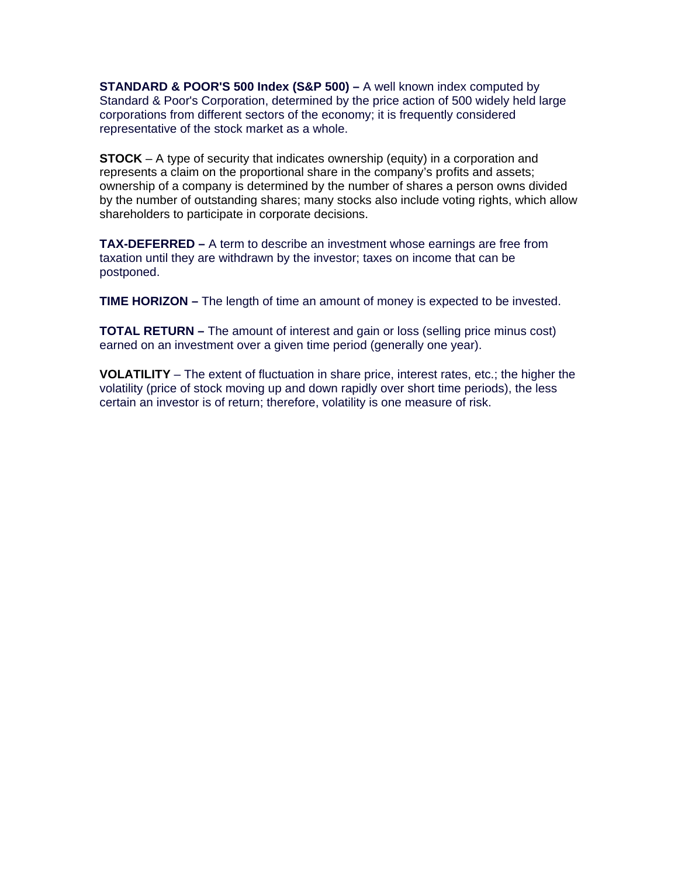**STANDARD & POOR'S 500 Index (S&P 500) –** A well known index computed by Standard & Poor's Corporation, determined by the price action of 500 widely held large corporations from different sectors of the economy; it is frequently considered representative of the stock market as a whole.

**STOCK** – A type of security that indicates ownership (equity) in a corporation and represents a claim on the proportional share in the company's profits and assets; ownership of a company is determined by the number of shares a person owns divided by the number of outstanding shares; many stocks also include voting rights, which allow shareholders to participate in corporate decisions.

**TAX-DEFERRED –** A term to describe an investment whose earnings are free from taxation until they are withdrawn by the investor; taxes on income that can be postponed.

**TIME HORIZON –** The length of time an amount of money is expected to be invested.

**TOTAL RETURN –** The amount of interest and gain or loss (selling price minus cost) earned on an investment over a given time period (generally one year).

**VOLATILITY** – The extent of fluctuation in share price, interest rates, etc.; the higher the volatility (price of stock moving up and down rapidly over short time periods), the less certain an investor is of return; therefore, volatility is one measure of risk.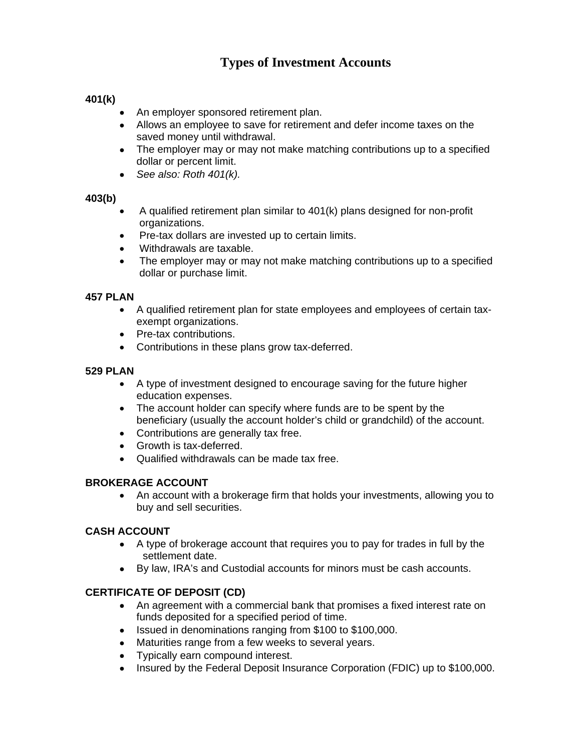# Types of Investment Accounts

**401(k)**

- An employer sponsored retirement plan.
- Allows an employee to save for retirement and defer income taxes on the saved money until withdrawal.
- The employer may or may not make matching contributions up to a specified dollar or percent limit.
- *See also: Roth 401(k).*

**403(b)**

- A qualified retirement plan similar to 401(k) plans designed for non-profit organizations.
- Pre-tax dollars are invested up to certain limits.
- Withdrawals are taxable.
- The employer may or may not make matching contributions up to a specified dollar or purchase limit.

**457 PLAN**

- A qualified retirement plan for state employees and employees of certain tax-exempt organizations.
- Pre-tax contributions.
- Contributions in these plans grow tax-deferred.

**529 PLAN**

- A type of investment designed to encourage saving for the future higher education expenses.
- The account holder can specify where funds are to be spent by the beneficiary (usually the account holder's child or grandchild) of the account.
- Contributions are generally tax free.
- Growth is tax-deferred.
- Qualified withdrawals can be made tax free.

**BROKERAGE ACCOUNT**

- An account with a brokerage firm that holds your investments, allowing you to buy and sell securities.

**CASH ACCOUNT**

- A type of brokerage account that requires you to pay for trades in full by the settlement date.
- By law, IRA's and Custodial accounts for minors must be cash accounts.

**CERTIFICATE OF DEPOSIT (CD)**

- An agreement with a commercial bank that promises a fixed interest rate on funds deposited for a specified period of time.
- Issued in denominations ranging from $100 to $100,000.
- Maturities range from a few weeks to several years.
- Typically earn compound interest.
- Insured by the Federal Deposit Insurance Corporation (FDIC) up to $100,000.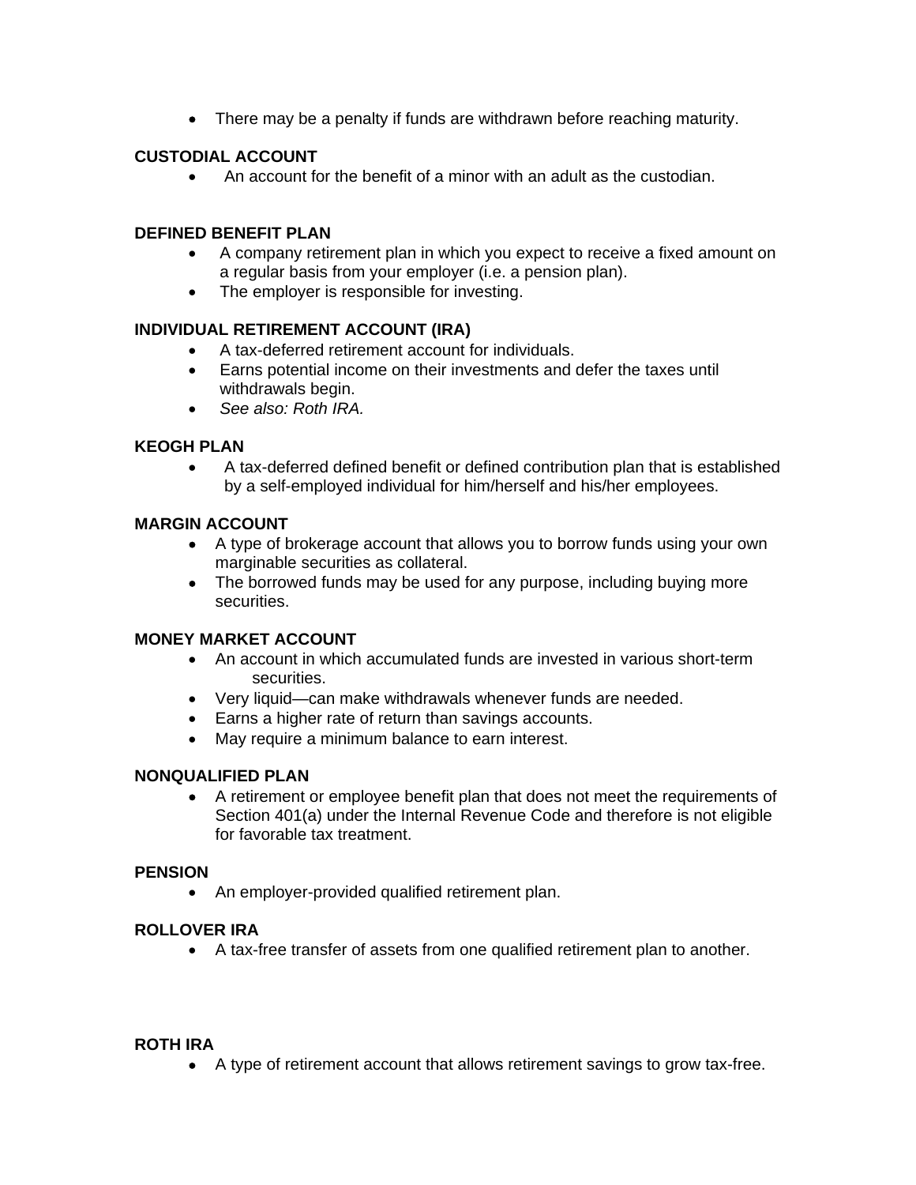- There may be a penalty if funds are withdrawn before reaching maturity.

**CUSTODIAL ACCOUNT**

- An account for the benefit of a minor with an adult as the custodian.

**DEFINED BENEFIT PLAN**

- A company retirement plan in which you expect to receive a fixed amount on a regular basis from your employer (i.e. a pension plan).
- The employer is responsible for investing.

**INDIVIDUAL RETIREMENT ACCOUNT (IRA)**

- A tax-deferred retirement account for individuals.
- Earns potential income on their investments and defer the taxes until withdrawals begin.
- *See also: Roth IRA.*

**KEOGH PLAN**

- A tax-deferred defined benefit or defined contribution plan that is established by a self-employed individual for him/herself and his/her employees.

**MARGIN ACCOUNT**

- A type of brokerage account that allows you to borrow funds using your own marginable securities as collateral.
- The borrowed funds may be used for any purpose, including buying more securities.

**MONEY MARKET ACCOUNT**

- An account in which accumulated funds are invested in various short-term securities.
- Very liquid—can make withdrawals whenever funds are needed.
- Earns a higher rate of return than savings accounts.
- May require a minimum balance to earn interest.

**NONQUALIFIED PLAN**

- A retirement or employee benefit plan that does not meet the requirements of Section 401(a) under the Internal Revenue Code and therefore is not eligible for favorable tax treatment.

**PENSION**

- An employer-provided qualified retirement plan.

**ROLLOVER IRA**

- A tax-free transfer of assets from one qualified retirement plan to another.

**ROTH IRA**

- A type of retirement account that allows retirement savings to grow tax-free.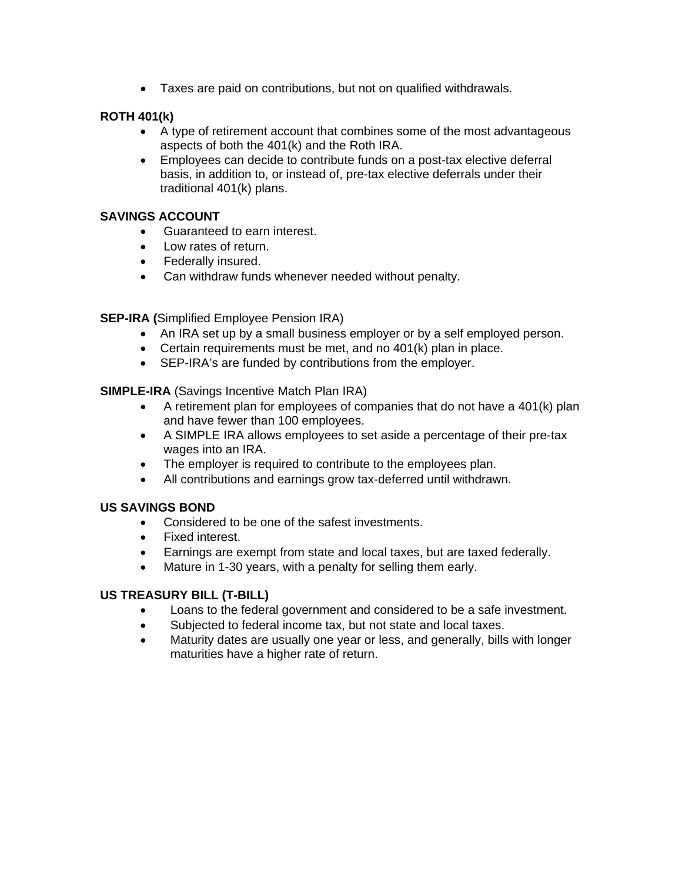- Taxes are paid on contributions, but not on qualified withdrawals.

**ROTH 401(k)**

- A type of retirement account that combines some of the most advantageous aspects of both the 401(k) and the Roth IRA.
- Employees can decide to contribute funds on a post-tax elective deferral basis, in addition to, or instead of, pre-tax elective deferrals under their traditional 401(k) plans.

**SAVINGS ACCOUNT**

- Guaranteed to earn interest.
- Low rates of return.
- Federally insured.
- Can withdraw funds whenever needed without penalty.

**SEP-IRA (**Simplified Employee Pension IRA)

- An IRA set up by a small business employer or by a self employed person.
- Certain requirements must be met, and no 401(k) plan in place.
- SEP-IRA's are funded by contributions from the employer.

**SIMPLE-IRA** (Savings Incentive Match Plan IRA)

- A retirement plan for employees of companies that do not have a 401(k) plan and have fewer than 100 employees.
- A SIMPLE IRA allows employees to set aside a percentage of their pre-tax wages into an IRA.
- The employer is required to contribute to the employees plan.
- All contributions and earnings grow tax-deferred until withdrawn.

**US SAVINGS BOND**

- Considered to be one of the safest investments.
- Fixed interest.
- Earnings are exempt from state and local taxes, but are taxed federally.
- Mature in 1-30 years, with a penalty for selling them early.

**US TREASURY BILL (T-BILL)**

- Loans to the federal government and considered to be a safe investment.
- Subjected to federal income tax, but not state and local taxes.
- Maturity dates are usually one year or less, and generally, bills with longer maturities have a higher rate of return.